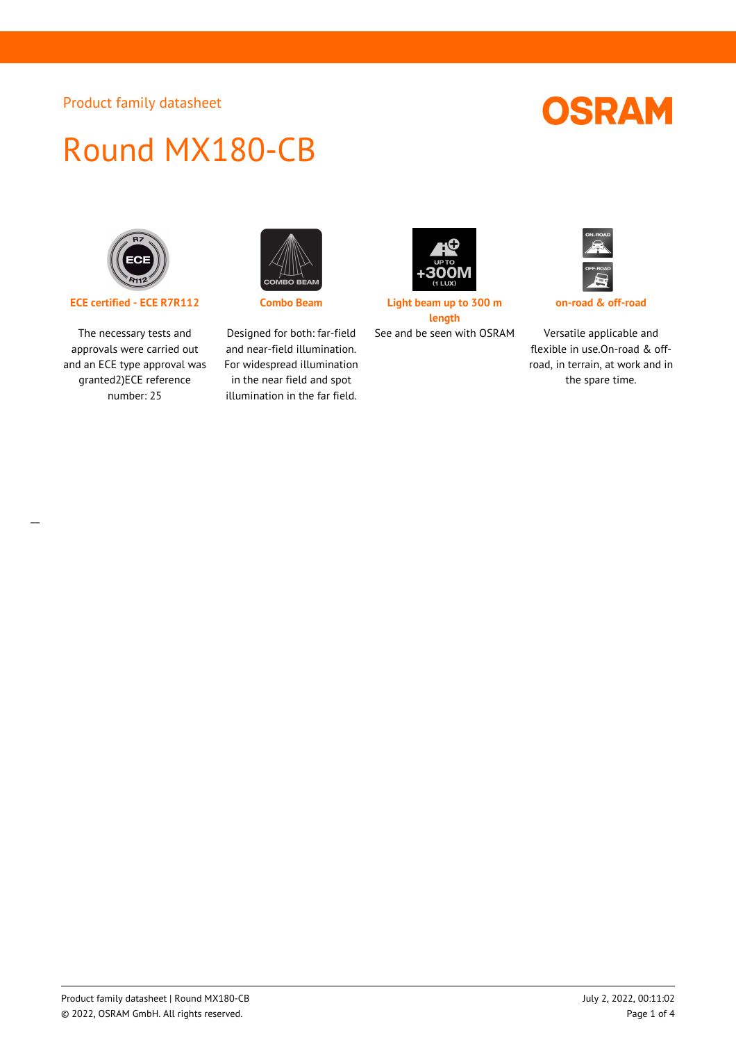Product family datasheet

# Round MX180-CB

**ECE certified - ECE R7R112**

The necessary tests and approvals were carried out and an ECE type approval was granted2)ECE reference number: 25

**Combo Beam**

Designed for both: far-field and near-field illumination. For widespread illumination in the near field and spot illumination in the far field.

**Light beam up to 300 m length**

See and be seen with OSRAM

**on-road & off-road**

Versatile applicable and flexible in use.On-road & off-road, in terrain, at work and in the spare time.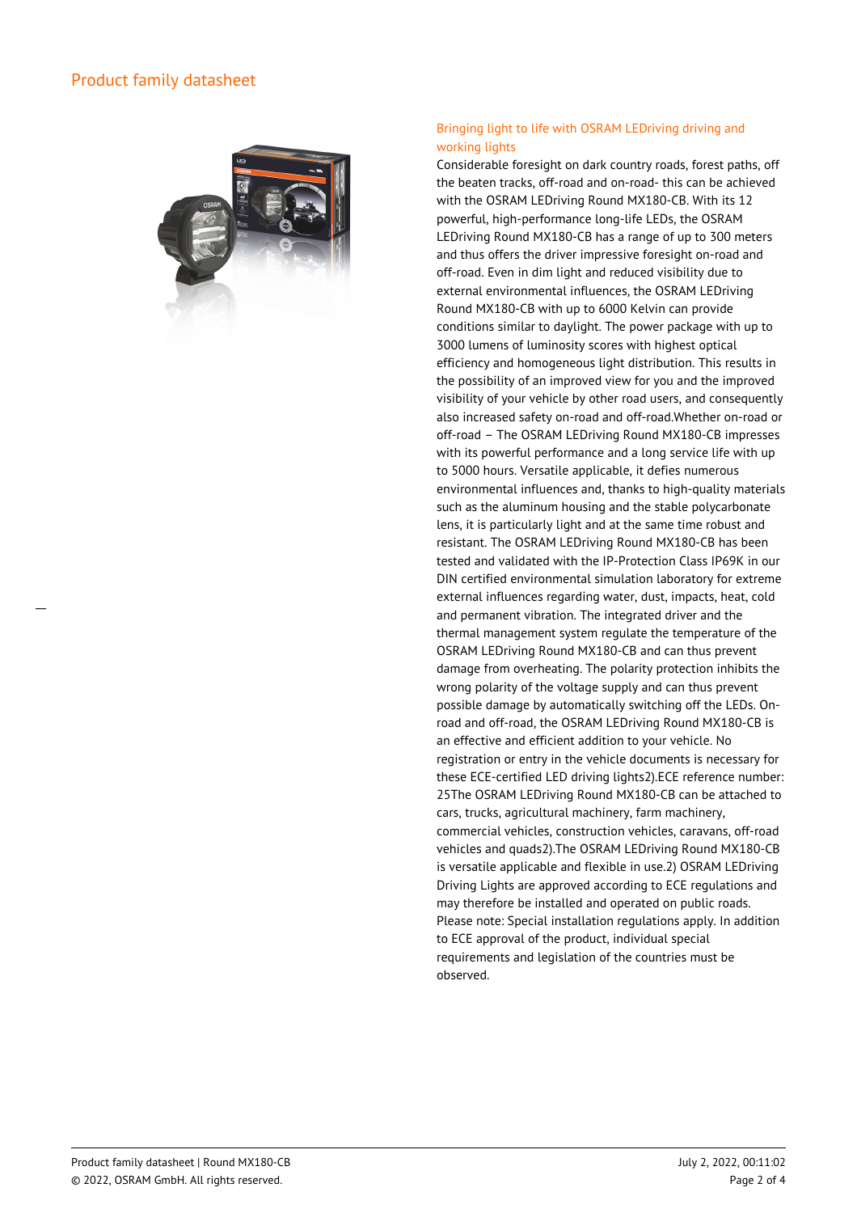# Product family datasheet

## Bringing light to life with OSRAM LEDriving driving and working lights

Considerable foresight on dark country roads, forest paths, off the beaten tracks, off-road and on-road- this can be achieved with the OSRAM LEDriving Round MX180-CB. With its 12 powerful, high-performance long-life LEDs, the OSRAM LEDriving Round MX180-CB has a range of up to 300 meters and thus offers the driver impressive foresight on-road and off-road. Even in dim light and reduced visibility due to external environmental influences, the OSRAM LEDriving Round MX180-CB with up to 6000 Kelvin can provide conditions similar to daylight. The power package with up to 3000 lumens of luminosity scores with highest optical efficiency and homogeneous light distribution. This results in the possibility of an improved view for you and the improved visibility of your vehicle by other road users, and consequently also increased safety on-road and off-road.Whether on-road or off-road – The OSRAM LEDriving Round MX180-CB impresses with its powerful performance and a long service life with up to 5000 hours. Versatile applicable, it defies numerous environmental influences and, thanks to high-quality materials such as the aluminum housing and the stable polycarbonate lens, it is particularly light and at the same time robust and resistant. The OSRAM LEDriving Round MX180-CB has been tested and validated with the IP-Protection Class IP69K in our DIN certified environmental simulation laboratory for extreme external influences regarding water, dust, impacts, heat, cold and permanent vibration. The integrated driver and the thermal management system regulate the temperature of the OSRAM LEDriving Round MX180-CB and can thus prevent damage from overheating. The polarity protection inhibits the wrong polarity of the voltage supply and can thus prevent possible damage by automatically switching off the LEDs. On-road and off-road, the OSRAM LEDriving Round MX180-CB is an effective and efficient addition to your vehicle. No registration or entry in the vehicle documents is necessary for these ECE-certified LED driving lights2).ECE reference number: 25The OSRAM LEDriving Round MX180-CB can be attached to cars, trucks, agricultural machinery, farm machinery, commercial vehicles, construction vehicles, caravans, off-road vehicles and quads2).The OSRAM LEDriving Round MX180-CB is versatile applicable and flexible in use.2) OSRAM LEDriving Driving Lights are approved according to ECE regulations and may therefore be installed and operated on public roads. Please note: Special installation regulations apply. In addition to ECE approval of the product, individual special requirements and legislation of the countries must be observed.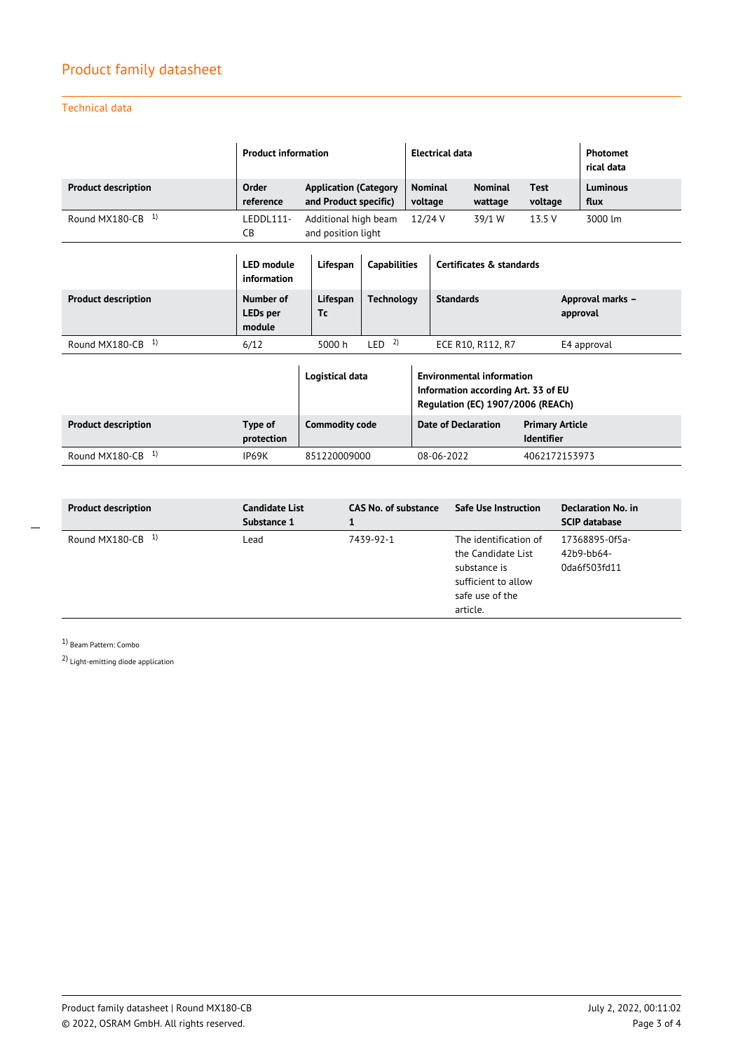## Product family datasheet

### Technical data

| | Product information | | Electrical data | | | Photometrical data |
|---|---|---|---|---|---|---|
| **Product description** | **Order reference** | **Application (Category and Product specific)** | **Nominal voltage** | **Nominal wattage** | **Test voltage** | **Luminous flux** |
| Round MX180-CB [1] | LEDDL111-CB | Additional high beam and position light | 12/24 V | 39/1 W | 13.5 V | 3000 lm |

| | LED module information | Lifespan | Capabilities | Certificates & standards | |
|---|---|---|---|---|---|
| **Product description** | **Number of LEDs per module** | **Lifespan Tc** | **Technology** | **Standards** | **Approval marks – approval** |
| Round MX180-CB [1] | 6/12 | 5000 h | LED [2] | ECE R10, R112, R7 | E4 approval |

| | | Logistical data | Environmental information Information according Art. 33 of EU Regulation (EC) 1907/2006 (REACh) | |
|---|---|---|---|---|
| **Product description** | **Type of protection** | **Commodity code** | **Date of Declaration** | **Primary Article Identifier** |
| Round MX180-CB [1] | IP69K | 851220009000 | 08-06-2022 | 4062172153973 |

| Product description | Candidate List Substance 1 | CAS No. of substance 1 | Safe Use Instruction | Declaration No. in SCIP database |
|---|---|---|---|---|
| Round MX180-CB [1] | Lead | 7439-92-1 | The identification of the Candidate List substance is sufficient to allow safe use of the article. | 17368895-0f5a-42b9-bb64-0da6f503fd11 |

[1] Beam Pattern: Combo

[2] Light-emitting diode application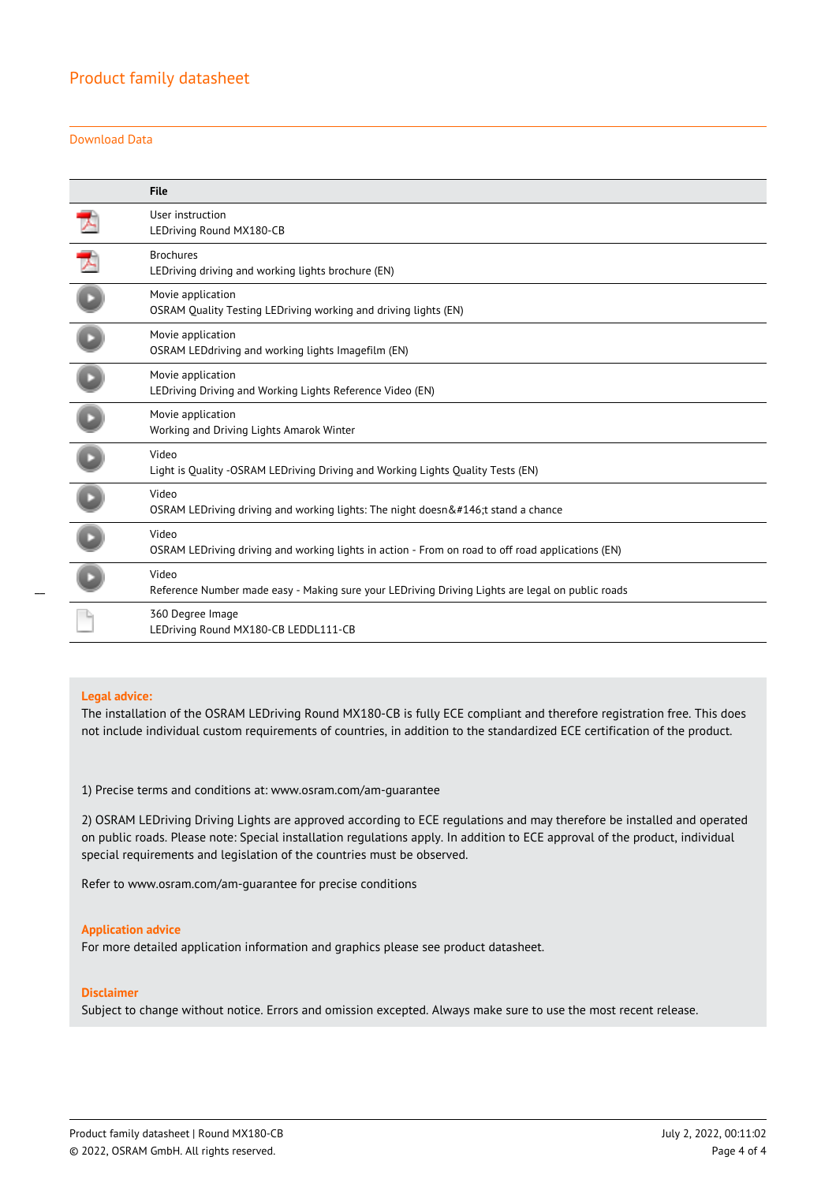## Download Data

| | File |
|---|---|
| | User instruction<br>LEDriving Round MX180-CB |
| | Brochures<br>LEDriving driving and working lights brochure (EN) |
| | Movie application<br>OSRAM Quality Testing LEDriving working and driving lights (EN) |
| | Movie application<br>OSRAM LEDdriving and working lights Imagefilm (EN) |
| | Movie application<br>LEDriving Driving and Working Lights Reference Video (EN) |
| | Movie application<br>Working and Driving Lights Amarok Winter |
| | Video<br>Light is Quality -OSRAM LEDriving Driving and Working Lights Quality Tests (EN) |
| | Video<br>OSRAM LEDriving driving and working lights: The night doesn&#146;t stand a chance |
| | Video<br>OSRAM LEDriving driving and working lights in action - From on road to off road applications (EN) |
| | Video<br>Reference Number made easy - Making sure your LEDriving Driving Lights are legal on public roads |
| | 360 Degree Image<br>LEDriving Round MX180-CB LEDDL111-CB |

**Legal advice:**

The installation of the OSRAM LEDriving Round MX180-CB is fully ECE compliant and therefore registration free. This does not include individual custom requirements of countries, in addition to the standardized ECE certification of the product.

1) Precise terms and conditions at: www.osram.com/am-guarantee

2) OSRAM LEDriving Driving Lights are approved according to ECE regulations and may therefore be installed and operated on public roads. Please note: Special installation regulations apply. In addition to ECE approval of the product, individual special requirements and legislation of the countries must be observed.

Refer to www.osram.com/am-guarantee for precise conditions

**Application advice**

For more detailed application information and graphics please see product datasheet.

**Disclaimer**

Subject to change without notice. Errors and omission excepted. Always make sure to use the most recent release.